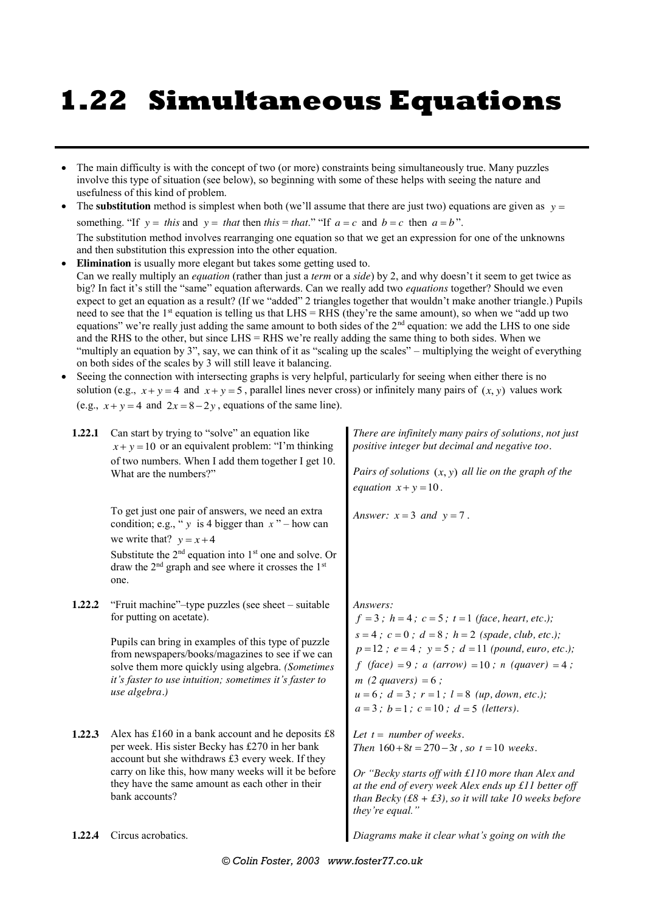# 1.22 Simultaneous Equations

- The main difficulty is with the concept of two (or more) constraints being simultaneously true. Many puzzles involve this type of situation (see below), so beginning with some of these helps with seeing the nature and usefulness of this kind of problem.
- The **substitution** method is simplest when both (we'll assume that there are just two) equations are given as $y =$ something. "If $y =$ *this* and $y =$ *that* then *this* = *that*." "If $a = c$ and $b = c$ then $a = b$".
  The substitution method involves rearranging one equation so that we get an expression for one of the unknowns and then substitution this expression into the other equation.
- **Elimination** is usually more elegant but takes some getting used to.
  Can we really multiply an *equation* (rather than just a *term* or a *side*) by 2, and why doesn't it seem to get twice as big? In fact it's still the "same" equation afterwards. Can we really add two *equations* together? Should we even expect to get an equation as a result? (If we "added" 2 triangles together that wouldn't make another triangle.) Pupils need to see that the 1st equation is telling us that LHS = RHS (they're the same amount), so when we "add up two equations" we're really just adding the same amount to both sides of the 2nd equation: we add the LHS to one side and the RHS to the other, but since LHS = RHS we're really adding the same thing to both sides. When we "multiply an equation by 3", say, we can think of it as "scaling up the scales" – multiplying the weight of everything on both sides of the scales by 3 will still leave it balancing.
- Seeing the connection with intersecting graphs is very helpful, particularly for seeing when either there is no solution (e.g., $x + y = 4$ and $x + y = 5$, parallel lines never cross) or infinitely many pairs of $(x, y)$ values work (e.g., $x + y = 4$ and $2x = 8 - 2y$, equations of the same line).

**1.22.1** Can start by trying to "solve" an equation like $x + y = 10$ or an equivalent problem: "I'm thinking of two numbers. When I add them together I get 10. What are the numbers?"

*There are infinitely many pairs of solutions, not just positive integer but decimal and negative too.*

*Pairs of solutions $(x, y)$ all lie on the graph of the equation $x + y = 10$.*

To get just one pair of answers, we need an extra condition; e.g., "$y$ is 4 bigger than $x$" – how can we write that? $y = x + 4$

Substitute the 2nd equation into 1st one and solve. Or draw the 2nd graph and see where it crosses the 1st one.

*Answer: $x = 3$ and $y = 7$.*

**1.22.2** "Fruit machine"–type puzzles (see sheet – suitable for putting on acetate).

Pupils can bring in examples of this type of puzzle from newspapers/books/magazines to see if we can solve them more quickly using algebra. *(Sometimes it's faster to use intuition; sometimes it's faster to use algebra.)*

*Answers:*
*$f = 3$; $h = 4$; $c = 5$; $t = 1$ (face, heart, etc.);*
*$s = 4$; $c = 0$; $d = 8$; $h = 2$ (spade, club, etc.);*
*$p = 12$; $e = 4$; $y = 5$; $d = 11$ (pound, euro, etc.);*
*$f$ (face) $= 9$; $a$ (arrow) $= 10$; $n$ (quaver) $= 4$;*
*$m$ (2 quavers) $= 6$;*
*$u = 6$; $d = 3$; $r = 1$; $l = 8$ (up, down, etc.);*
*$a = 3$; $b = 1$; $c = 10$; $d = 5$ (letters).*

**1.22.3** Alex has £160 in a bank account and he deposits £8 per week. His sister Becky has £270 in her bank account but she withdraws £3 every week. If they carry on like this, how many weeks will it be before they have the same amount as each other in their bank accounts?

*Let $t =$ number of weeks.*
*Then $160 + 8t = 270 - 3t$, so $t = 10$ weeks.*

*Or "Becky starts off with £110 more than Alex and at the end of every week Alex ends up £11 better off than Becky (£8 + £3), so it will take 10 weeks before they're equal."*

**1.22.4** Circus acrobatics.

*Diagrams make it clear what's going on with the*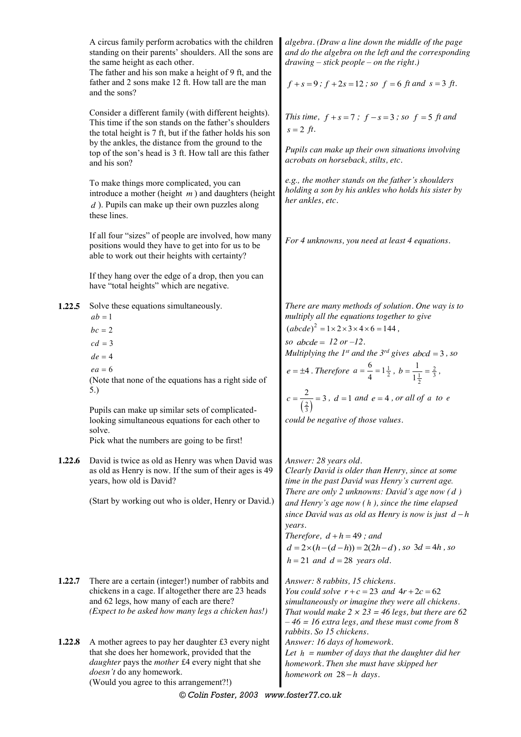A circus family perform acrobatics with the children standing on their parents' shoulders. All the sons are the same height as each other.
The father and his son make a height of 9 ft, and the father and 2 sons make 12 ft. How tall are the man and the sons?

*algebra. (Draw a line down the middle of the page and do the algebra on the left and the corresponding drawing – stick people – on the right.)*

$f + s = 9$ *;* $f + 2s = 12$ *; so* $f = 6$ *ft and* $s = 3$ *ft.*

Consider a different family (with different heights). This time if the son stands on the father's shoulders the total height is 7 ft, but if the father holds his son by the ankles, the distance from the ground to the top of the son's head is 3 ft. How tall are this father and his son?

*This time,* $f + s = 7$ *;* $f - s = 3$ *; so* $f = 5$ *ft and* $s = 2$ *ft.*

*Pupils can make up their own situations involving acrobats on horseback, stilts, etc.*

To make things more complicated, you can introduce a mother (height $m$) and daughters (height $d$). Pupils can make up their own puzzles along these lines.

*e.g., the mother stands on the father's shoulders holding a son by his ankles who holds his sister by her ankles, etc.*

If all four "sizes" of people are involved, how many positions would they have to get into for us to be able to work out their heights with certainty?

*For 4 unknowns, you need at least 4 equations.*

If they hang over the edge of a drop, then you can have "total heights" which are negative.

**1.22.5** Solve these equations simultaneously.

$ab = 1$
$bc = 2$
$cd = 3$
$de = 4$
$ea = 6$

(Note that none of the equations has a right side of 5.)

Pupils can make up similar sets of complicated-looking simultaneous equations for each other to solve.
Pick what the numbers are going to be first!

*There are many methods of solution. One way is to multiply all the equations together to give* $(abcde)^2 = 1 \times 2 \times 3 \times 4 \times 6 = 144$*,*
*so* $abcde =$ *12 or –12.*
*Multiplying the 1st and the 3rd gives* $abcd = 3$*, so* $e = \pm 4$*. Therefore* $a = \frac{6}{4} = 1\frac{1}{2}$*,* $b = \frac{1}{1\frac{1}{2}} = \frac{2}{3}$*,*
$c = \frac{2}{\left(\frac{2}{3}\right)} = 3$*,* $d = 1$ *and* $e = 4$*, or all of* $a$ *to* $e$ *could be negative of those values.*

**1.22.6** David is twice as old as Henry was when David was as old as Henry is now. If the sum of their ages is 49 years, how old is David?

(Start by working out who is older, Henry or David.)

*Answer: 28 years old.*
*Clearly David is older than Henry, since at some time in the past David was Henry's current age. There are only 2 unknowns: David's age now (*$d$*) and Henry's age now (*$h$*), since the time elapsed since David was as old as Henry is now is just* $d - h$ *years.*
*Therefore,* $d + h = 49$ *; and*
$d = 2 \times (h - (d - h)) = 2(2h - d)$*, so* $3d = 4h$*, so* $h = 21$ *and* $d = 28$ *years old.*

**1.22.7** There are a certain (integer!) number of rabbits and chickens in a cage. If altogether there are 23 heads and 62 legs, how many of each are there?
*(Expect to be asked how many legs a chicken has!)*

*Answer: 8 rabbits, 15 chickens.*
*You could solve* $r + c = 23$ *and* $4r + 2c = 62$ *simultaneously or imagine they were all chickens. That would make 2 × 23 = 46 legs, but there are 62 – 46 = 16 extra legs, and these must come from 8 rabbits. So 15 chickens.*

**1.22.8** A mother agrees to pay her daughter £3 every night that she does her homework, provided that the *daughter* pays the *mother* £4 every night that she *doesn't* do any homework.
(Would you agree to this arrangement?!)

*Answer: 16 days of homework.*
*Let* $h$ *= number of days that the daughter did her homework. Then she must have skipped her homework on* $28 - h$ *days.*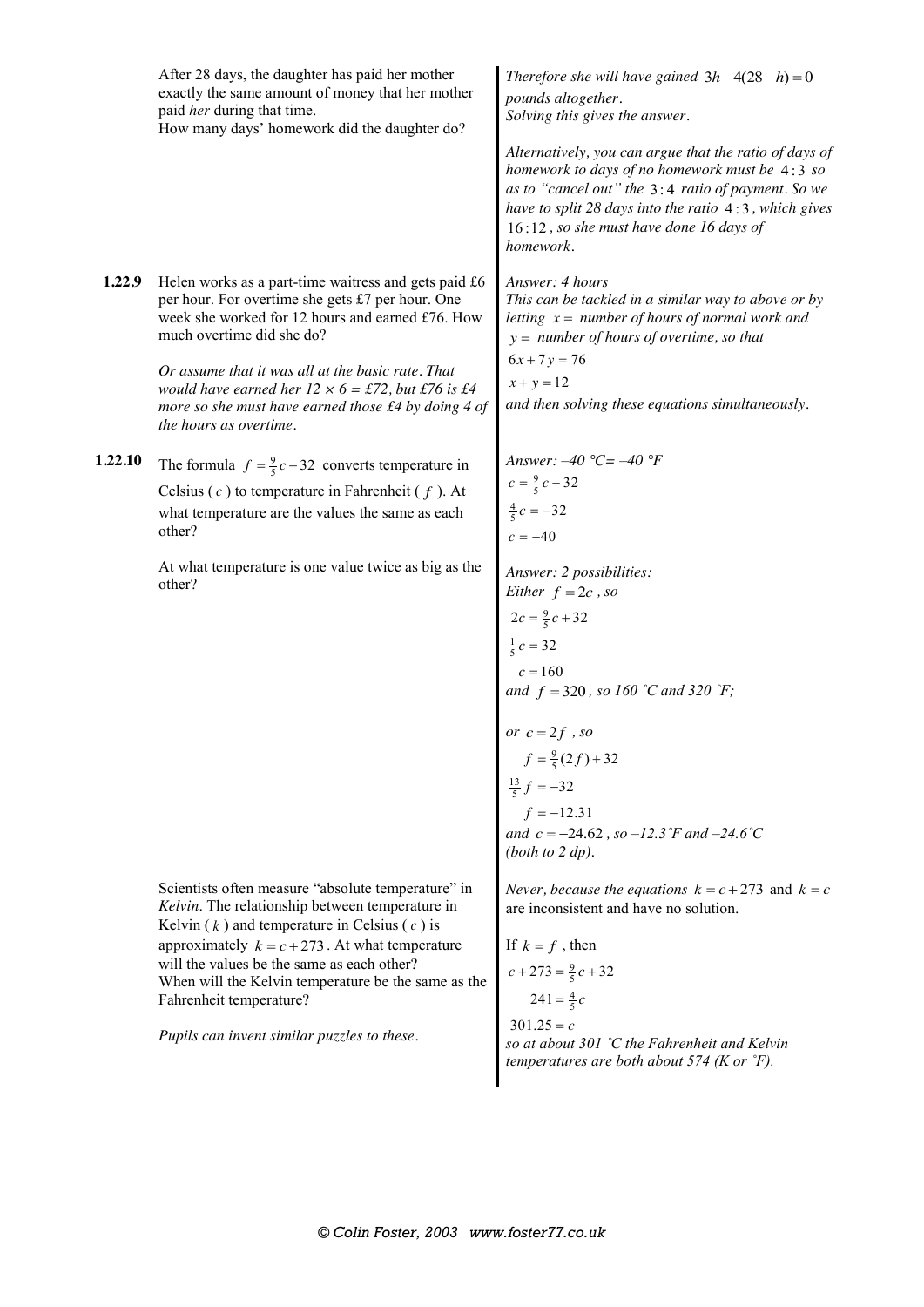After 28 days, the daughter has paid her mother exactly the same amount of money that her mother paid *her* during that time.
How many days' homework did the daughter do?

*Therefore she will have gained* $3h - 4(28 - h) = 0$ *pounds altogether.*
*Solving this gives the answer.*

*Alternatively, you can argue that the ratio of days of homework to days of no homework must be* $4:3$ *so as to "cancel out" the* $3:4$ *ratio of payment. So we have to split 28 days into the ratio* $4:3$*, which gives* $16:12$*, so she must have done 16 days of homework.*

**1.22.9** Helen works as a part-time waitress and gets paid £6 per hour. For overtime she gets £7 per hour. One week she worked for 12 hours and earned £76. How much overtime did she do?

*Or assume that it was all at the basic rate. That would have earned her 12 × 6 = £72, but £76 is £4 more so she must have earned those £4 by doing 4 of the hours as overtime.*

*Answer: 4 hours*
*This can be tackled in a similar way to above or by letting* $x =$ *number of hours of normal work and* $y =$ *number of hours of overtime, so that*

$$6x + 7y = 76$$
$$x + y = 12$$

*and then solving these equations simultaneously.*

**1.22.10** The formula $f = \frac{9}{5}c + 32$ converts temperature in Celsius ($c$) to temperature in Fahrenheit ($f$). At what temperature are the values the same as each other?

*Answer: –40 °C= –40 °F*

$$c = \tfrac{9}{5}c + 32$$
$$\tfrac{4}{5}c = -32$$
$$c = -40$$

At what temperature is one value twice as big as the other?

*Answer: 2 possibilities:*
*Either* $f = 2c$*, so*

$$2c = \tfrac{9}{5}c + 32$$
$$\tfrac{1}{5}c = 32$$
$$c = 160$$

*and* $f = 320$*, so 160 ˚C and 320 ˚F;*

*or* $c = 2f$*, so*

$$f = \tfrac{9}{5}(2f) + 32$$
$$\tfrac{13}{5}f = -32$$
$$f = -12.31$$

*and* $c = -24.62$*, so –12.3˚F and –24.6˚C (both to 2 dp).*

Scientists often measure "absolute temperature" in *Kelvin*. The relationship between temperature in Kelvin ($k$) and temperature in Celsius ($c$) is approximately $k = c + 273$. At what temperature will the values be the same as each other?
When will the Kelvin temperature be the same as the Fahrenheit temperature?

*Pupils can invent similar puzzles to these.*

*Never, because the equations* $k = c + 273$ and $k = c$ are inconsistent and have no solution.

If $k = f$, then

$$c + 273 = \tfrac{9}{5}c + 32$$
$$241 = \tfrac{4}{5}c$$
$$301.25 = c$$

*so at about 301 ˚C the Fahrenheit and Kelvin temperatures are both about 574 (K or ˚F).*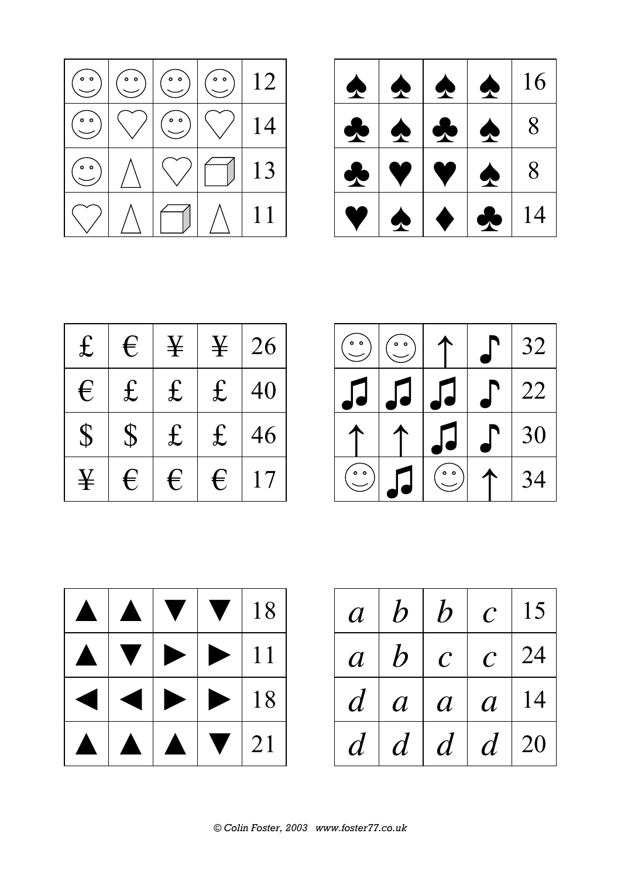| | | | | |
|---|---|---|---|---|
| ☺ | ☺ | ☺ | ☺ | 12 |
| ☺ | ♡ | ☺ | ♡ | 14 |
| ☺ | △ | ♡ | ▢ | 13 |
| ♡ | △ | ▢ | △ | 11 |

| | | | | |
|---|---|---|---|---|
| ♠ | ♠ | ♠ | ♠ | 16 |
| ♣ | ♠ | ♣ | ♠ | 8 |
| ♣ | ♥ | ♥ | ♠ | 8 |
| ♥ | ♠ | ♦ | ♣ | 14 |

| | | | | |
|---|---|---|---|---|
| £ | € | ¥ | ¥ | 26 |
| € | £ | £ | £ | 40 |
| $ | $ | £ | £ | 46 |
| ¥ | € | € | € | 17 |

| | | | | |
|---|---|---|---|---|
| ☺ | ☺ | ↑ | ♪ | 32 |
| ♫ | ♫ | ♫ | ♪ | 22 |
| ↑ | ↑ | ♫ | ♪ | 30 |
| ☺ | ♫ | ☺ | ↑ | 34 |

| | | | | |
|---|---|---|---|---|
| ▲ | ▲ | ▼ | ▼ | 18 |
| ▲ | ▼ | ► | ► | 11 |
| ◄ | ◄ | ► | ► | 18 |
| ▲ | ▲ | ▲ | ▼ | 21 |

| | | | | |
|---|---|---|---|---|
| $a$ | $b$ | $b$ | $c$ | 15 |
| $a$ | $b$ | $c$ | $c$ | 24 |
| $d$ | $a$ | $a$ | $a$ | 14 |
| $d$ | $d$ | $d$ | $d$ | 20 |

*© Colin Foster, 2003 www.foster77.co.uk*